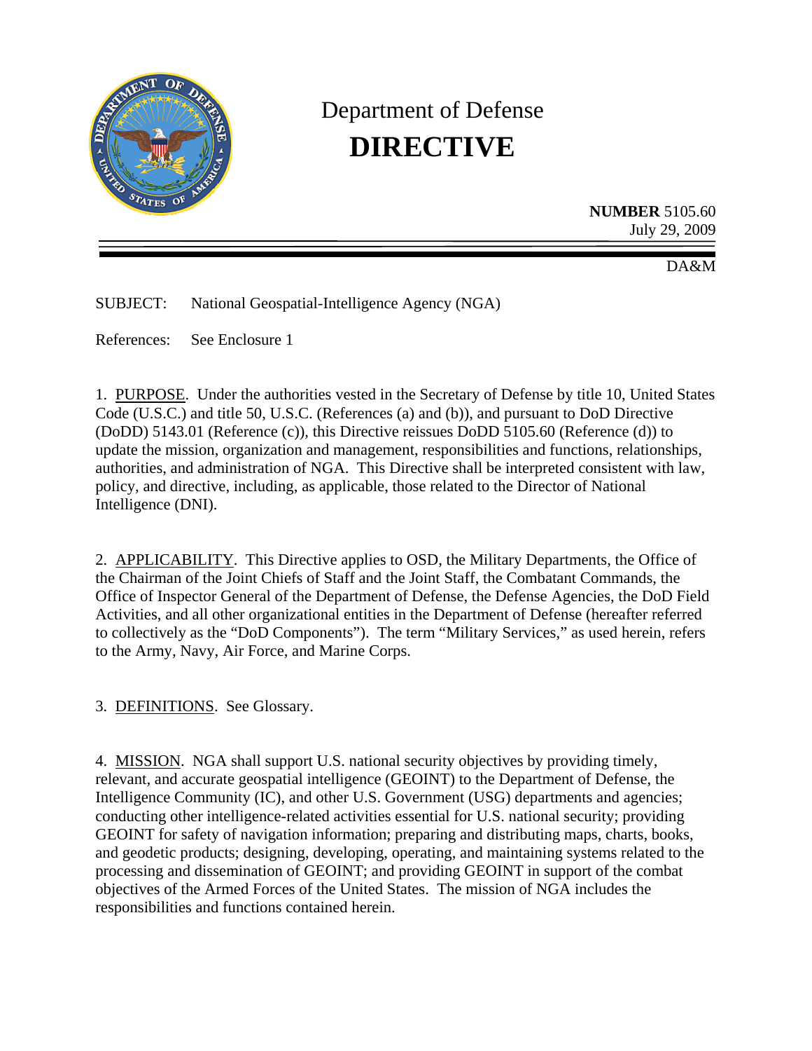# Department of Defense
# DIRECTIVE

**NUMBER** 5105.60
July 29, 2009

DA&M

SUBJECT: National Geospatial-Intelligence Agency (NGA)

References: See Enclosure 1

1. PURPOSE. Under the authorities vested in the Secretary of Defense by title 10, United States Code (U.S.C.) and title 50, U.S.C. (References (a) and (b)), and pursuant to DoD Directive (DoDD) 5143.01 (Reference (c)), this Directive reissues DoDD 5105.60 (Reference (d)) to update the mission, organization and management, responsibilities and functions, relationships, authorities, and administration of NGA. This Directive shall be interpreted consistent with law, policy, and directive, including, as applicable, those related to the Director of National Intelligence (DNI).

2. APPLICABILITY. This Directive applies to OSD, the Military Departments, the Office of the Chairman of the Joint Chiefs of Staff and the Joint Staff, the Combatant Commands, the Office of Inspector General of the Department of Defense, the Defense Agencies, the DoD Field Activities, and all other organizational entities in the Department of Defense (hereafter referred to collectively as the "DoD Components"). The term "Military Services," as used herein, refers to the Army, Navy, Air Force, and Marine Corps.

3. DEFINITIONS. See Glossary.

4. MISSION. NGA shall support U.S. national security objectives by providing timely, relevant, and accurate geospatial intelligence (GEOINT) to the Department of Defense, the Intelligence Community (IC), and other U.S. Government (USG) departments and agencies; conducting other intelligence-related activities essential for U.S. national security; providing GEOINT for safety of navigation information; preparing and distributing maps, charts, books, and geodetic products; designing, developing, operating, and maintaining systems related to the processing and dissemination of GEOINT; and providing GEOINT in support of the combat objectives of the Armed Forces of the United States. The mission of NGA includes the responsibilities and functions contained herein.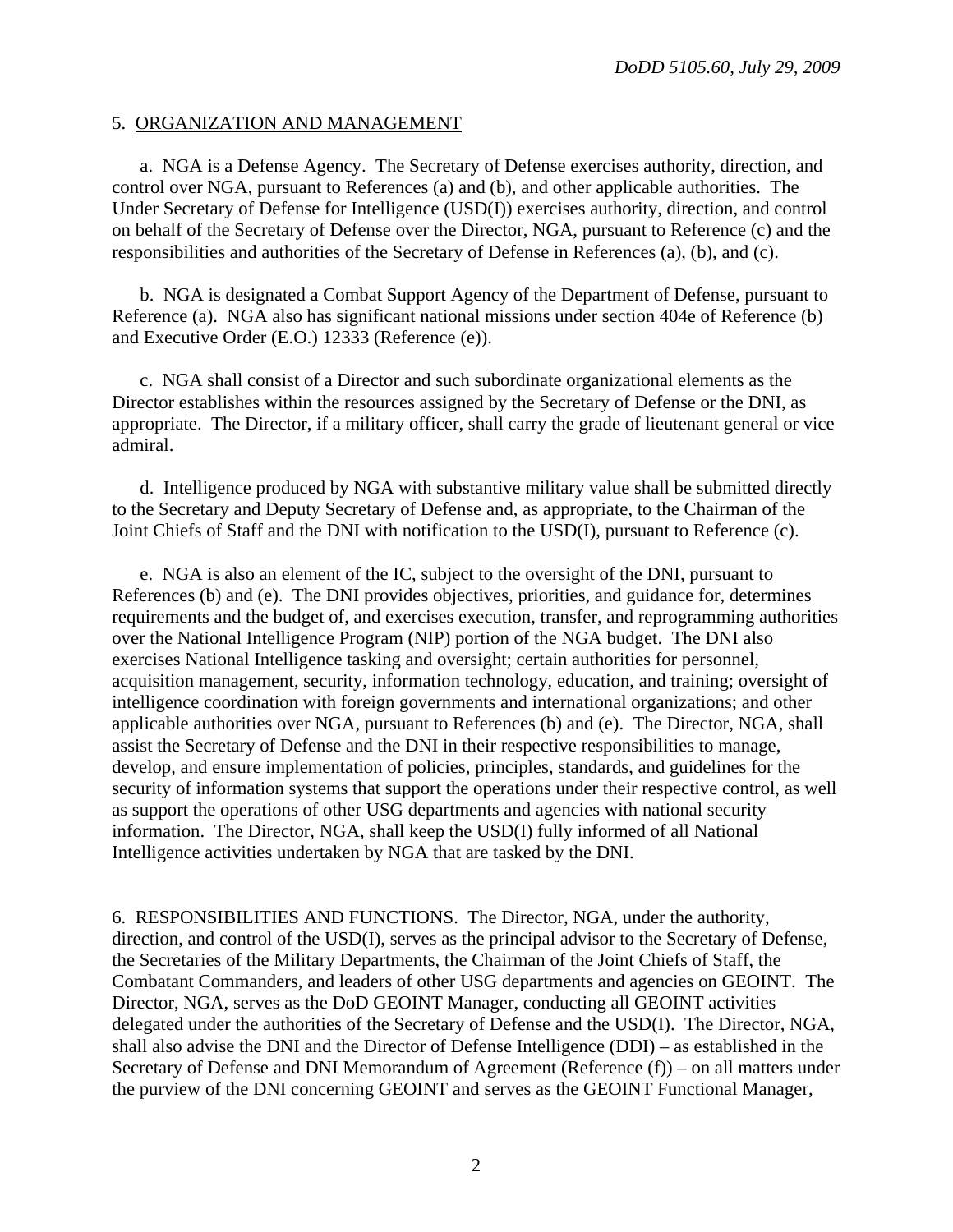5. ORGANIZATION AND MANAGEMENT

a. NGA is a Defense Agency. The Secretary of Defense exercises authority, direction, and control over NGA, pursuant to References (a) and (b), and other applicable authorities. The Under Secretary of Defense for Intelligence (USD(I)) exercises authority, direction, and control on behalf of the Secretary of Defense over the Director, NGA, pursuant to Reference (c) and the responsibilities and authorities of the Secretary of Defense in References (a), (b), and (c).

b. NGA is designated a Combat Support Agency of the Department of Defense, pursuant to Reference (a). NGA also has significant national missions under section 404e of Reference (b) and Executive Order (E.O.) 12333 (Reference (e)).

c. NGA shall consist of a Director and such subordinate organizational elements as the Director establishes within the resources assigned by the Secretary of Defense or the DNI, as appropriate. The Director, if a military officer, shall carry the grade of lieutenant general or vice admiral.

d. Intelligence produced by NGA with substantive military value shall be submitted directly to the Secretary and Deputy Secretary of Defense and, as appropriate, to the Chairman of the Joint Chiefs of Staff and the DNI with notification to the USD(I), pursuant to Reference (c).

e. NGA is also an element of the IC, subject to the oversight of the DNI, pursuant to References (b) and (e). The DNI provides objectives, priorities, and guidance for, determines requirements and the budget of, and exercises execution, transfer, and reprogramming authorities over the National Intelligence Program (NIP) portion of the NGA budget. The DNI also exercises National Intelligence tasking and oversight; certain authorities for personnel, acquisition management, security, information technology, education, and training; oversight of intelligence coordination with foreign governments and international organizations; and other applicable authorities over NGA, pursuant to References (b) and (e). The Director, NGA, shall assist the Secretary of Defense and the DNI in their respective responsibilities to manage, develop, and ensure implementation of policies, principles, standards, and guidelines for the security of information systems that support the operations under their respective control, as well as support the operations of other USG departments and agencies with national security information. The Director, NGA, shall keep the USD(I) fully informed of all National Intelligence activities undertaken by NGA that are tasked by the DNI.

6. RESPONSIBILITIES AND FUNCTIONS. The Director, NGA, under the authority, direction, and control of the USD(I), serves as the principal advisor to the Secretary of Defense, the Secretaries of the Military Departments, the Chairman of the Joint Chiefs of Staff, the Combatant Commanders, and leaders of other USG departments and agencies on GEOINT. The Director, NGA, serves as the DoD GEOINT Manager, conducting all GEOINT activities delegated under the authorities of the Secretary of Defense and the USD(I). The Director, NGA, shall also advise the DNI and the Director of Defense Intelligence (DDI) – as established in the Secretary of Defense and DNI Memorandum of Agreement (Reference (f)) – on all matters under the purview of the DNI concerning GEOINT and serves as the GEOINT Functional Manager,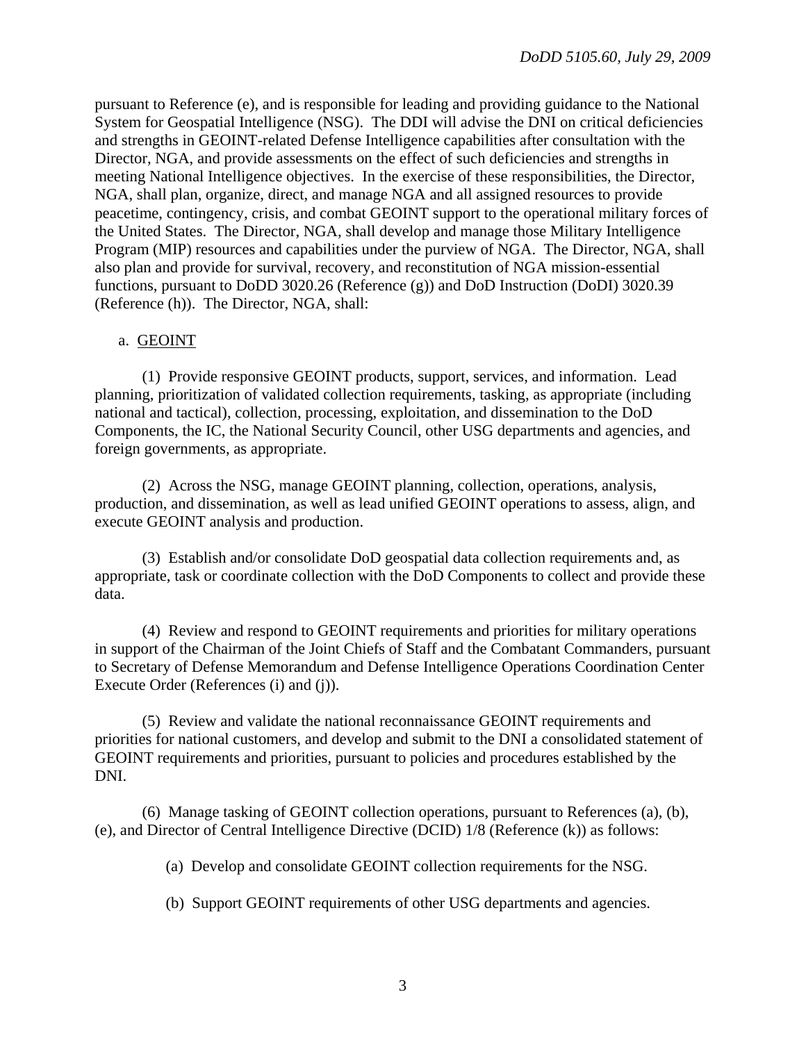pursuant to Reference (e), and is responsible for leading and providing guidance to the National System for Geospatial Intelligence (NSG). The DDI will advise the DNI on critical deficiencies and strengths in GEOINT-related Defense Intelligence capabilities after consultation with the Director, NGA, and provide assessments on the effect of such deficiencies and strengths in meeting National Intelligence objectives. In the exercise of these responsibilities, the Director, NGA, shall plan, organize, direct, and manage NGA and all assigned resources to provide peacetime, contingency, crisis, and combat GEOINT support to the operational military forces of the United States. The Director, NGA, shall develop and manage those Military Intelligence Program (MIP) resources and capabilities under the purview of NGA. The Director, NGA, shall also plan and provide for survival, recovery, and reconstitution of NGA mission-essential functions, pursuant to DoDD 3020.26 (Reference (g)) and DoD Instruction (DoDI) 3020.39 (Reference (h)). The Director, NGA, shall:

a. GEOINT

(1) Provide responsive GEOINT products, support, services, and information. Lead planning, prioritization of validated collection requirements, tasking, as appropriate (including national and tactical), collection, processing, exploitation, and dissemination to the DoD Components, the IC, the National Security Council, other USG departments and agencies, and foreign governments, as appropriate.

(2) Across the NSG, manage GEOINT planning, collection, operations, analysis, production, and dissemination, as well as lead unified GEOINT operations to assess, align, and execute GEOINT analysis and production.

(3) Establish and/or consolidate DoD geospatial data collection requirements and, as appropriate, task or coordinate collection with the DoD Components to collect and provide these data.

(4) Review and respond to GEOINT requirements and priorities for military operations in support of the Chairman of the Joint Chiefs of Staff and the Combatant Commanders, pursuant to Secretary of Defense Memorandum and Defense Intelligence Operations Coordination Center Execute Order (References (i) and (j)).

(5) Review and validate the national reconnaissance GEOINT requirements and priorities for national customers, and develop and submit to the DNI a consolidated statement of GEOINT requirements and priorities, pursuant to policies and procedures established by the DNI.

(6) Manage tasking of GEOINT collection operations, pursuant to References (a), (b), (e), and Director of Central Intelligence Directive (DCID) 1/8 (Reference (k)) as follows:

(a) Develop and consolidate GEOINT collection requirements for the NSG.

(b) Support GEOINT requirements of other USG departments and agencies.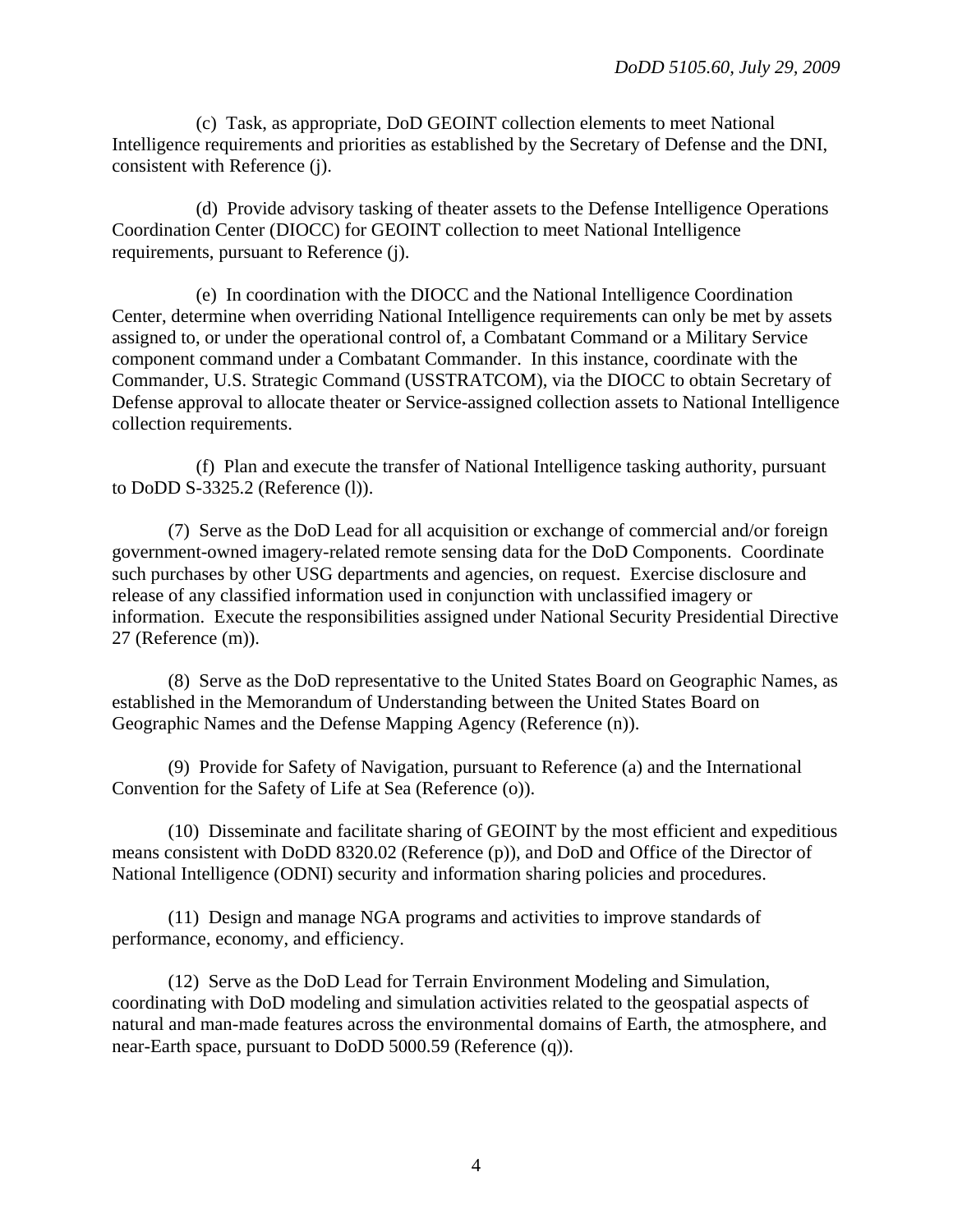(c) Task, as appropriate, DoD GEOINT collection elements to meet National Intelligence requirements and priorities as established by the Secretary of Defense and the DNI, consistent with Reference (j).

(d) Provide advisory tasking of theater assets to the Defense Intelligence Operations Coordination Center (DIOCC) for GEOINT collection to meet National Intelligence requirements, pursuant to Reference (j).

(e) In coordination with the DIOCC and the National Intelligence Coordination Center, determine when overriding National Intelligence requirements can only be met by assets assigned to, or under the operational control of, a Combatant Command or a Military Service component command under a Combatant Commander. In this instance, coordinate with the Commander, U.S. Strategic Command (USSTRATCOM), via the DIOCC to obtain Secretary of Defense approval to allocate theater or Service-assigned collection assets to National Intelligence collection requirements.

(f) Plan and execute the transfer of National Intelligence tasking authority, pursuant to DoDD S-3325.2 (Reference (l)).

(7) Serve as the DoD Lead for all acquisition or exchange of commercial and/or foreign government-owned imagery-related remote sensing data for the DoD Components. Coordinate such purchases by other USG departments and agencies, on request. Exercise disclosure and release of any classified information used in conjunction with unclassified imagery or information. Execute the responsibilities assigned under National Security Presidential Directive 27 (Reference (m)).

(8) Serve as the DoD representative to the United States Board on Geographic Names, as established in the Memorandum of Understanding between the United States Board on Geographic Names and the Defense Mapping Agency (Reference (n)).

(9) Provide for Safety of Navigation, pursuant to Reference (a) and the International Convention for the Safety of Life at Sea (Reference (o)).

(10) Disseminate and facilitate sharing of GEOINT by the most efficient and expeditious means consistent with DoDD 8320.02 (Reference (p)), and DoD and Office of the Director of National Intelligence (ODNI) security and information sharing policies and procedures.

(11) Design and manage NGA programs and activities to improve standards of performance, economy, and efficiency.

(12) Serve as the DoD Lead for Terrain Environment Modeling and Simulation, coordinating with DoD modeling and simulation activities related to the geospatial aspects of natural and man-made features across the environmental domains of Earth, the atmosphere, and near-Earth space, pursuant to DoDD 5000.59 (Reference (q)).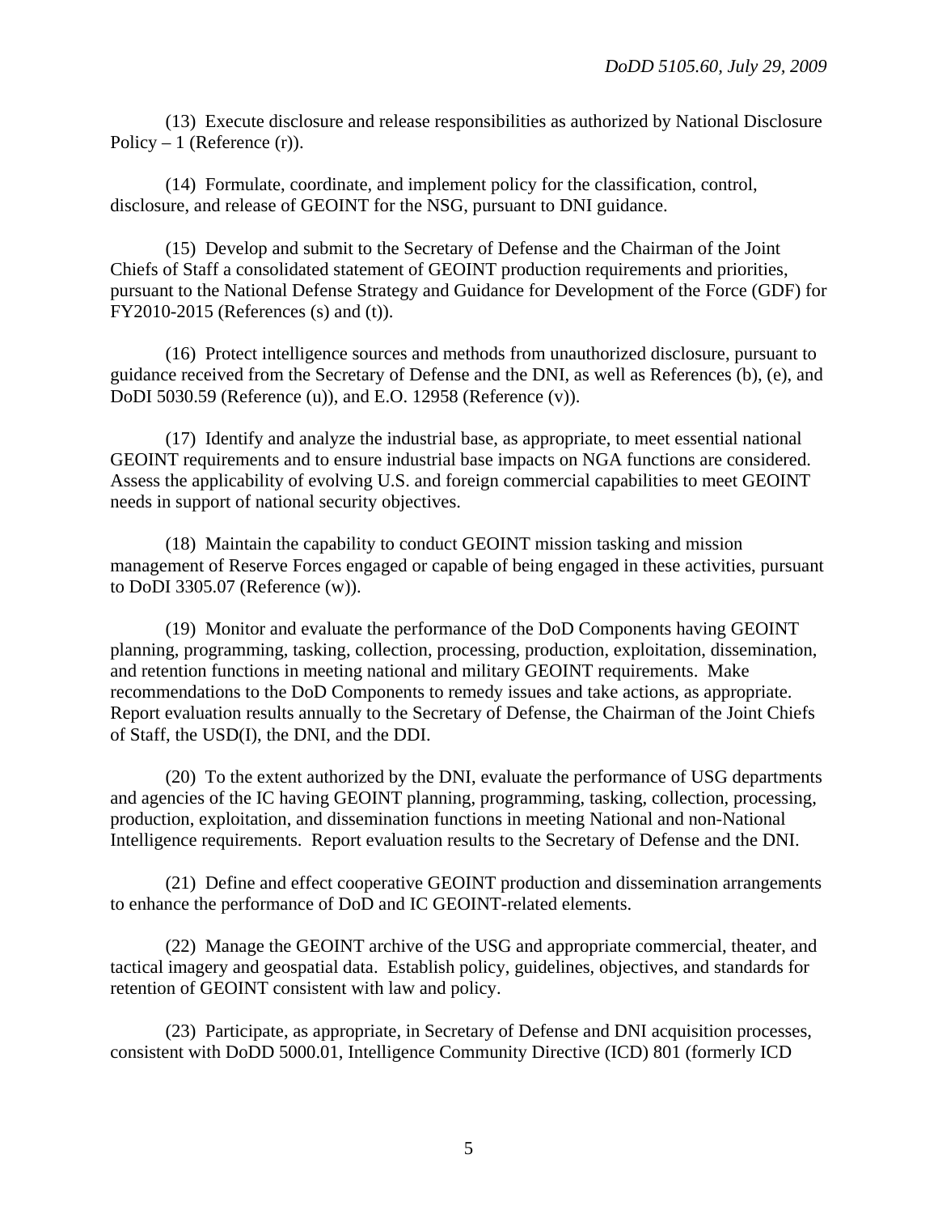(13) Execute disclosure and release responsibilities as authorized by National Disclosure Policy – 1 (Reference (r)).

(14) Formulate, coordinate, and implement policy for the classification, control, disclosure, and release of GEOINT for the NSG, pursuant to DNI guidance.

(15) Develop and submit to the Secretary of Defense and the Chairman of the Joint Chiefs of Staff a consolidated statement of GEOINT production requirements and priorities, pursuant to the National Defense Strategy and Guidance for Development of the Force (GDF) for FY2010-2015 (References (s) and (t)).

(16) Protect intelligence sources and methods from unauthorized disclosure, pursuant to guidance received from the Secretary of Defense and the DNI, as well as References (b), (e), and DoDI 5030.59 (Reference (u)), and E.O. 12958 (Reference (v)).

(17) Identify and analyze the industrial base, as appropriate, to meet essential national GEOINT requirements and to ensure industrial base impacts on NGA functions are considered. Assess the applicability of evolving U.S. and foreign commercial capabilities to meet GEOINT needs in support of national security objectives.

(18) Maintain the capability to conduct GEOINT mission tasking and mission management of Reserve Forces engaged or capable of being engaged in these activities, pursuant to DoDI 3305.07 (Reference (w)).

(19) Monitor and evaluate the performance of the DoD Components having GEOINT planning, programming, tasking, collection, processing, production, exploitation, dissemination, and retention functions in meeting national and military GEOINT requirements. Make recommendations to the DoD Components to remedy issues and take actions, as appropriate. Report evaluation results annually to the Secretary of Defense, the Chairman of the Joint Chiefs of Staff, the USD(I), the DNI, and the DDI.

(20) To the extent authorized by the DNI, evaluate the performance of USG departments and agencies of the IC having GEOINT planning, programming, tasking, collection, processing, production, exploitation, and dissemination functions in meeting National and non-National Intelligence requirements. Report evaluation results to the Secretary of Defense and the DNI.

(21) Define and effect cooperative GEOINT production and dissemination arrangements to enhance the performance of DoD and IC GEOINT-related elements.

(22) Manage the GEOINT archive of the USG and appropriate commercial, theater, and tactical imagery and geospatial data. Establish policy, guidelines, objectives, and standards for retention of GEOINT consistent with law and policy.

(23) Participate, as appropriate, in Secretary of Defense and DNI acquisition processes, consistent with DoDD 5000.01, Intelligence Community Directive (ICD) 801 (formerly ICD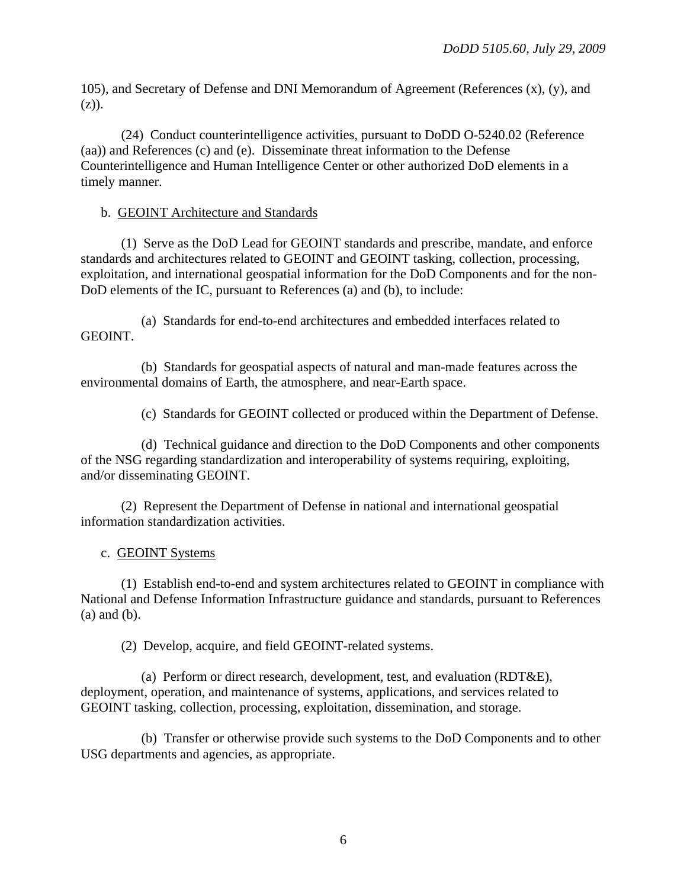105), and Secretary of Defense and DNI Memorandum of Agreement (References (x), (y), and (z)).

(24) Conduct counterintelligence activities, pursuant to DoDD O-5240.02 (Reference (aa)) and References (c) and (e). Disseminate threat information to the Defense Counterintelligence and Human Intelligence Center or other authorized DoD elements in a timely manner.

b. GEOINT Architecture and Standards

(1) Serve as the DoD Lead for GEOINT standards and prescribe, mandate, and enforce standards and architectures related to GEOINT and GEOINT tasking, collection, processing, exploitation, and international geospatial information for the DoD Components and for the non-DoD elements of the IC, pursuant to References (a) and (b), to include:

(a) Standards for end-to-end architectures and embedded interfaces related to GEOINT.

(b) Standards for geospatial aspects of natural and man-made features across the environmental domains of Earth, the atmosphere, and near-Earth space.

(c) Standards for GEOINT collected or produced within the Department of Defense.

(d) Technical guidance and direction to the DoD Components and other components of the NSG regarding standardization and interoperability of systems requiring, exploiting, and/or disseminating GEOINT.

(2) Represent the Department of Defense in national and international geospatial information standardization activities.

c. GEOINT Systems

(1) Establish end-to-end and system architectures related to GEOINT in compliance with National and Defense Information Infrastructure guidance and standards, pursuant to References (a) and (b).

(2) Develop, acquire, and field GEOINT-related systems.

(a) Perform or direct research, development, test, and evaluation (RDT&E), deployment, operation, and maintenance of systems, applications, and services related to GEOINT tasking, collection, processing, exploitation, dissemination, and storage.

(b) Transfer or otherwise provide such systems to the DoD Components and to other USG departments and agencies, as appropriate.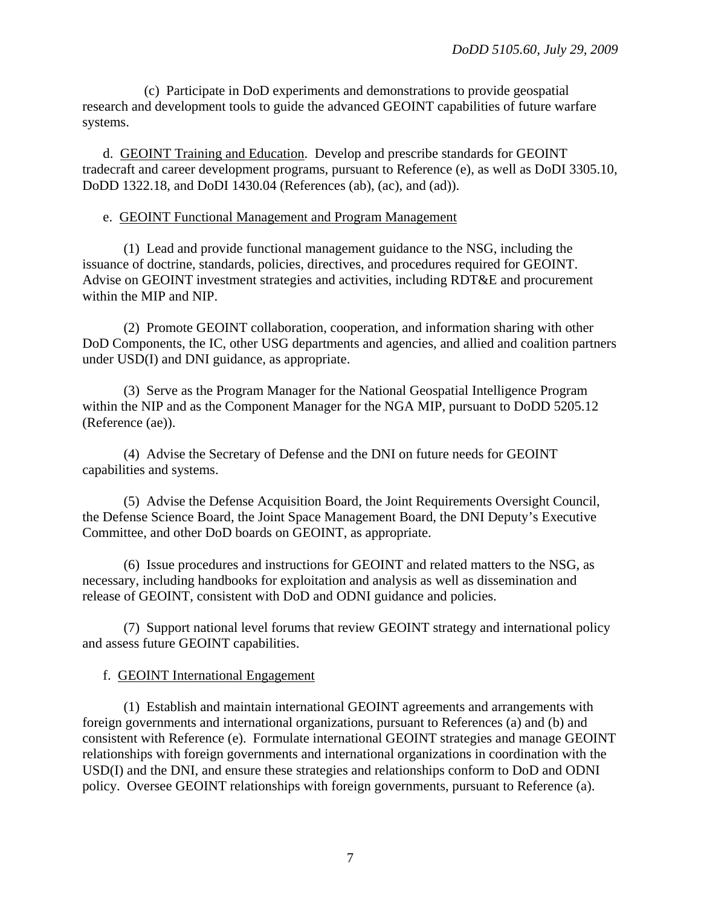(c) Participate in DoD experiments and demonstrations to provide geospatial research and development tools to guide the advanced GEOINT capabilities of future warfare systems.

d. GEOINT Training and Education. Develop and prescribe standards for GEOINT tradecraft and career development programs, pursuant to Reference (e), as well as DoDI 3305.10, DoDD 1322.18, and DoDI 1430.04 (References (ab), (ac), and (ad)).

e. GEOINT Functional Management and Program Management

(1) Lead and provide functional management guidance to the NSG, including the issuance of doctrine, standards, policies, directives, and procedures required for GEOINT. Advise on GEOINT investment strategies and activities, including RDT&E and procurement within the MIP and NIP.

(2) Promote GEOINT collaboration, cooperation, and information sharing with other DoD Components, the IC, other USG departments and agencies, and allied and coalition partners under USD(I) and DNI guidance, as appropriate.

(3) Serve as the Program Manager for the National Geospatial Intelligence Program within the NIP and as the Component Manager for the NGA MIP, pursuant to DoDD 5205.12 (Reference (ae)).

(4) Advise the Secretary of Defense and the DNI on future needs for GEOINT capabilities and systems.

(5) Advise the Defense Acquisition Board, the Joint Requirements Oversight Council, the Defense Science Board, the Joint Space Management Board, the DNI Deputy's Executive Committee, and other DoD boards on GEOINT, as appropriate.

(6) Issue procedures and instructions for GEOINT and related matters to the NSG, as necessary, including handbooks for exploitation and analysis as well as dissemination and release of GEOINT, consistent with DoD and ODNI guidance and policies.

(7) Support national level forums that review GEOINT strategy and international policy and assess future GEOINT capabilities.

f. GEOINT International Engagement

(1) Establish and maintain international GEOINT agreements and arrangements with foreign governments and international organizations, pursuant to References (a) and (b) and consistent with Reference (e). Formulate international GEOINT strategies and manage GEOINT relationships with foreign governments and international organizations in coordination with the USD(I) and the DNI, and ensure these strategies and relationships conform to DoD and ODNI policy. Oversee GEOINT relationships with foreign governments, pursuant to Reference (a).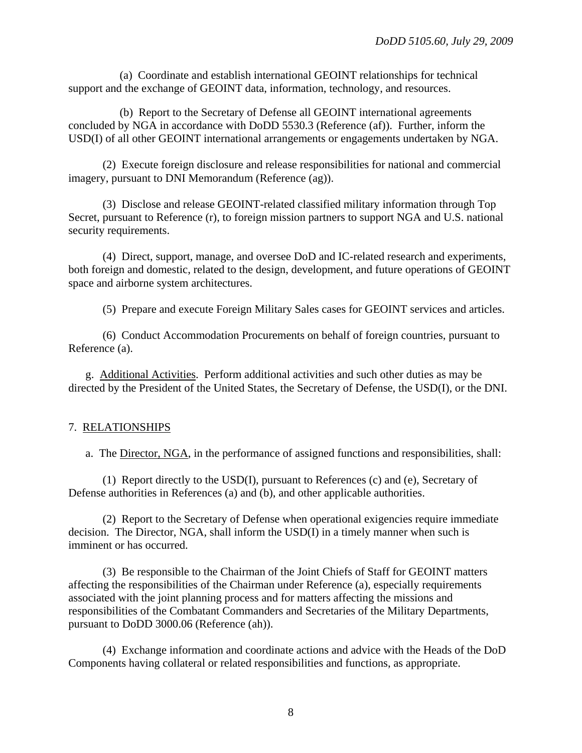(a) Coordinate and establish international GEOINT relationships for technical support and the exchange of GEOINT data, information, technology, and resources.

(b) Report to the Secretary of Defense all GEOINT international agreements concluded by NGA in accordance with DoDD 5530.3 (Reference (af)). Further, inform the USD(I) of all other GEOINT international arrangements or engagements undertaken by NGA.

(2) Execute foreign disclosure and release responsibilities for national and commercial imagery, pursuant to DNI Memorandum (Reference (ag)).

(3) Disclose and release GEOINT-related classified military information through Top Secret, pursuant to Reference (r), to foreign mission partners to support NGA and U.S. national security requirements.

(4) Direct, support, manage, and oversee DoD and IC-related research and experiments, both foreign and domestic, related to the design, development, and future operations of GEOINT space and airborne system architectures.

(5) Prepare and execute Foreign Military Sales cases for GEOINT services and articles.

(6) Conduct Accommodation Procurements on behalf of foreign countries, pursuant to Reference (a).

g. Additional Activities. Perform additional activities and such other duties as may be directed by the President of the United States, the Secretary of Defense, the USD(I), or the DNI.

## 7. RELATIONSHIPS

a. The Director, NGA, in the performance of assigned functions and responsibilities, shall:

(1) Report directly to the USD(I), pursuant to References (c) and (e), Secretary of Defense authorities in References (a) and (b), and other applicable authorities.

(2) Report to the Secretary of Defense when operational exigencies require immediate decision. The Director, NGA, shall inform the USD(I) in a timely manner when such is imminent or has occurred.

(3) Be responsible to the Chairman of the Joint Chiefs of Staff for GEOINT matters affecting the responsibilities of the Chairman under Reference (a), especially requirements associated with the joint planning process and for matters affecting the missions and responsibilities of the Combatant Commanders and Secretaries of the Military Departments, pursuant to DoDD 3000.06 (Reference (ah)).

(4) Exchange information and coordinate actions and advice with the Heads of the DoD Components having collateral or related responsibilities and functions, as appropriate.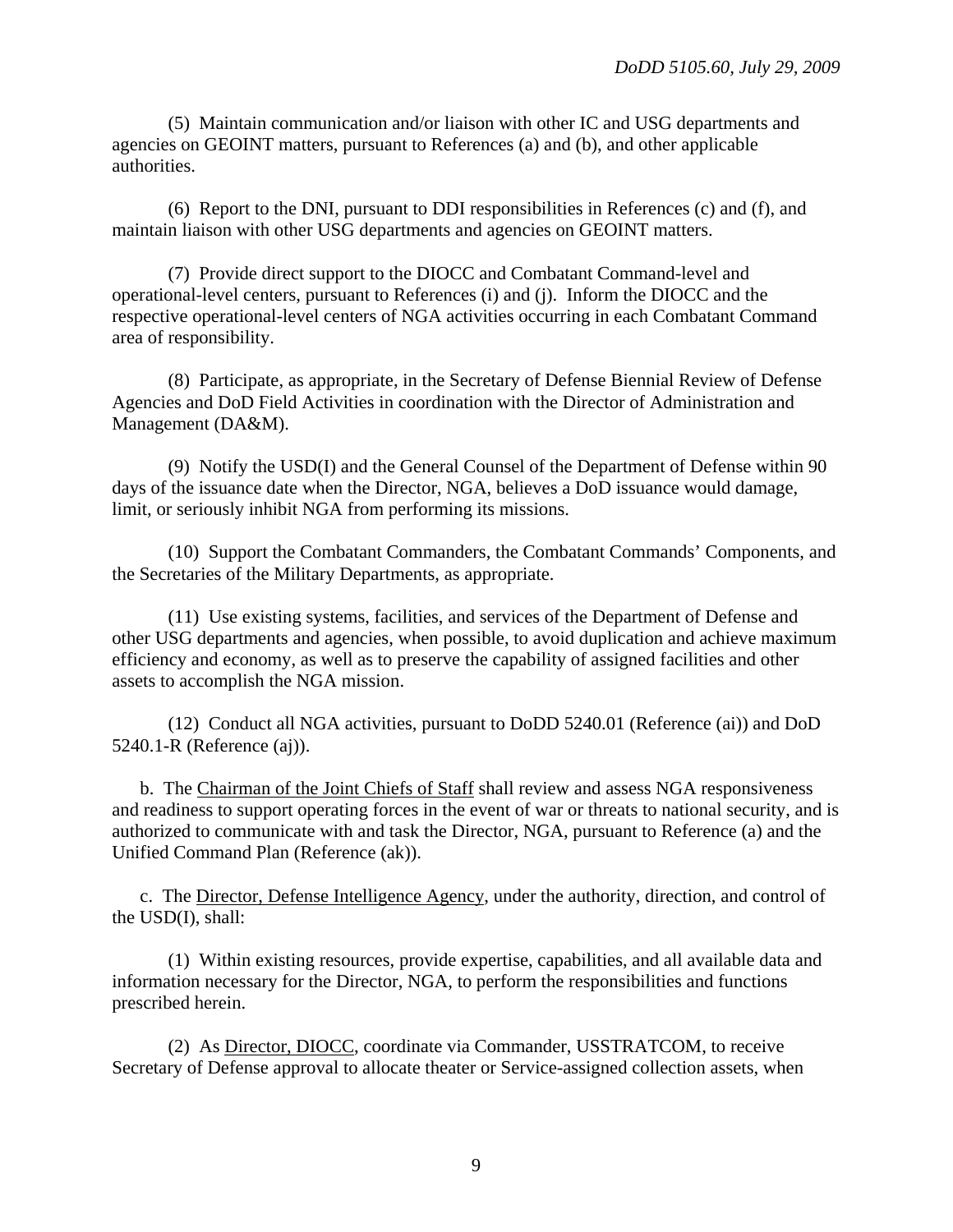(5) Maintain communication and/or liaison with other IC and USG departments and agencies on GEOINT matters, pursuant to References (a) and (b), and other applicable authorities.

(6) Report to the DNI, pursuant to DDI responsibilities in References (c) and (f), and maintain liaison with other USG departments and agencies on GEOINT matters.

(7) Provide direct support to the DIOCC and Combatant Command-level and operational-level centers, pursuant to References (i) and (j). Inform the DIOCC and the respective operational-level centers of NGA activities occurring in each Combatant Command area of responsibility.

(8) Participate, as appropriate, in the Secretary of Defense Biennial Review of Defense Agencies and DoD Field Activities in coordination with the Director of Administration and Management (DA&M).

(9) Notify the USD(I) and the General Counsel of the Department of Defense within 90 days of the issuance date when the Director, NGA, believes a DoD issuance would damage, limit, or seriously inhibit NGA from performing its missions.

(10) Support the Combatant Commanders, the Combatant Commands' Components, and the Secretaries of the Military Departments, as appropriate.

(11) Use existing systems, facilities, and services of the Department of Defense and other USG departments and agencies, when possible, to avoid duplication and achieve maximum efficiency and economy, as well as to preserve the capability of assigned facilities and other assets to accomplish the NGA mission.

(12) Conduct all NGA activities, pursuant to DoDD 5240.01 (Reference (ai)) and DoD 5240.1-R (Reference (aj)).

b. The Chairman of the Joint Chiefs of Staff shall review and assess NGA responsiveness and readiness to support operating forces in the event of war or threats to national security, and is authorized to communicate with and task the Director, NGA, pursuant to Reference (a) and the Unified Command Plan (Reference (ak)).

c. The Director, Defense Intelligence Agency, under the authority, direction, and control of the USD(I), shall:

(1) Within existing resources, provide expertise, capabilities, and all available data and information necessary for the Director, NGA, to perform the responsibilities and functions prescribed herein.

(2) As Director, DIOCC, coordinate via Commander, USSTRATCOM, to receive Secretary of Defense approval to allocate theater or Service-assigned collection assets, when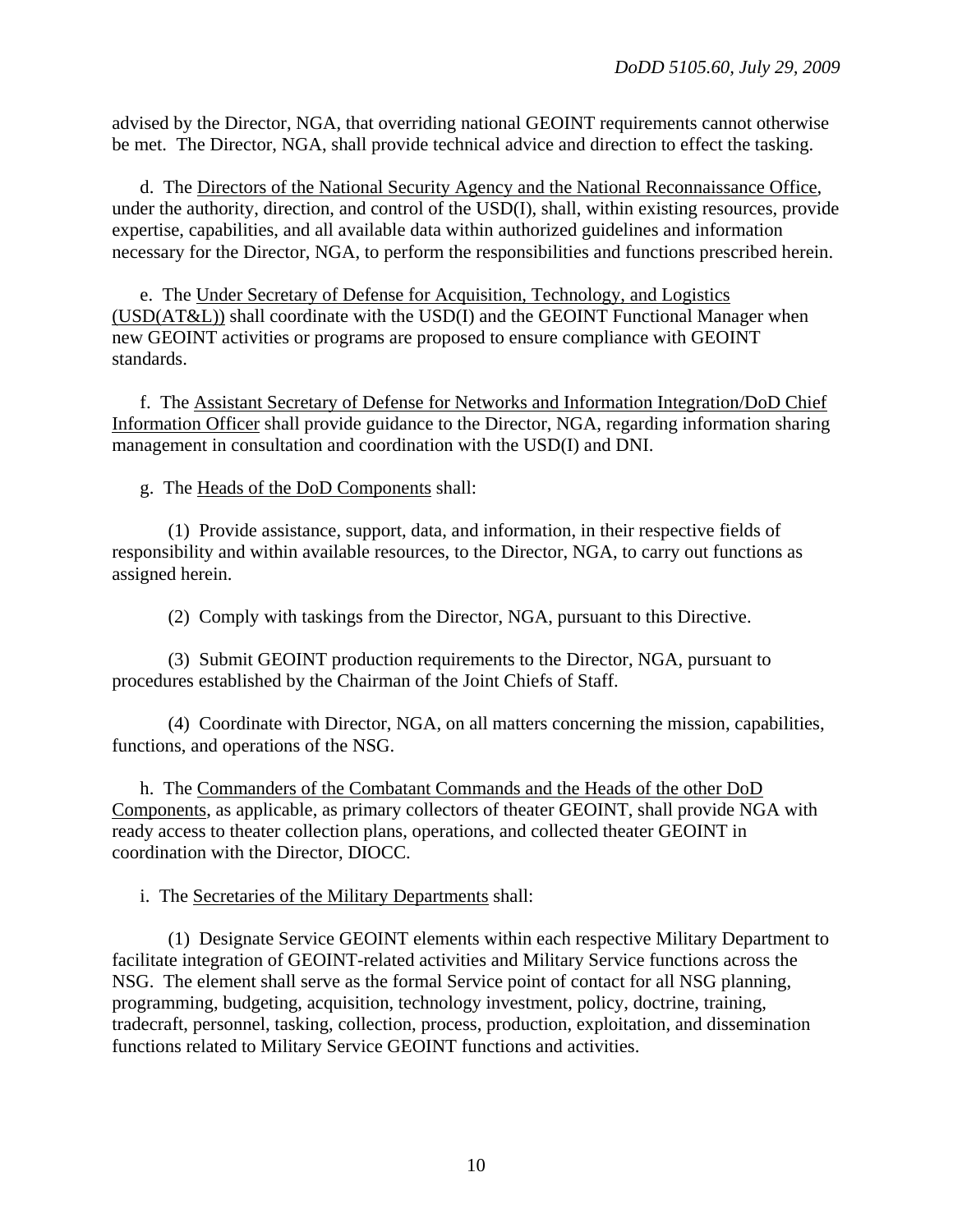advised by the Director, NGA, that overriding national GEOINT requirements cannot otherwise be met. The Director, NGA, shall provide technical advice and direction to effect the tasking.

d. The Directors of the National Security Agency and the National Reconnaissance Office, under the authority, direction, and control of the USD(I), shall, within existing resources, provide expertise, capabilities, and all available data within authorized guidelines and information necessary for the Director, NGA, to perform the responsibilities and functions prescribed herein.

e. The Under Secretary of Defense for Acquisition, Technology, and Logistics (USD(AT&L)) shall coordinate with the USD(I) and the GEOINT Functional Manager when new GEOINT activities or programs are proposed to ensure compliance with GEOINT standards.

f. The Assistant Secretary of Defense for Networks and Information Integration/DoD Chief Information Officer shall provide guidance to the Director, NGA, regarding information sharing management in consultation and coordination with the USD(I) and DNI.

g. The Heads of the DoD Components shall:

(1) Provide assistance, support, data, and information, in their respective fields of responsibility and within available resources, to the Director, NGA, to carry out functions as assigned herein.

(2) Comply with taskings from the Director, NGA, pursuant to this Directive.

(3) Submit GEOINT production requirements to the Director, NGA, pursuant to procedures established by the Chairman of the Joint Chiefs of Staff.

(4) Coordinate with Director, NGA, on all matters concerning the mission, capabilities, functions, and operations of the NSG.

h. The Commanders of the Combatant Commands and the Heads of the other DoD Components, as applicable, as primary collectors of theater GEOINT, shall provide NGA with ready access to theater collection plans, operations, and collected theater GEOINT in coordination with the Director, DIOCC.

i. The Secretaries of the Military Departments shall:

(1) Designate Service GEOINT elements within each respective Military Department to facilitate integration of GEOINT-related activities and Military Service functions across the NSG. The element shall serve as the formal Service point of contact for all NSG planning, programming, budgeting, acquisition, technology investment, policy, doctrine, training, tradecraft, personnel, tasking, collection, process, production, exploitation, and dissemination functions related to Military Service GEOINT functions and activities.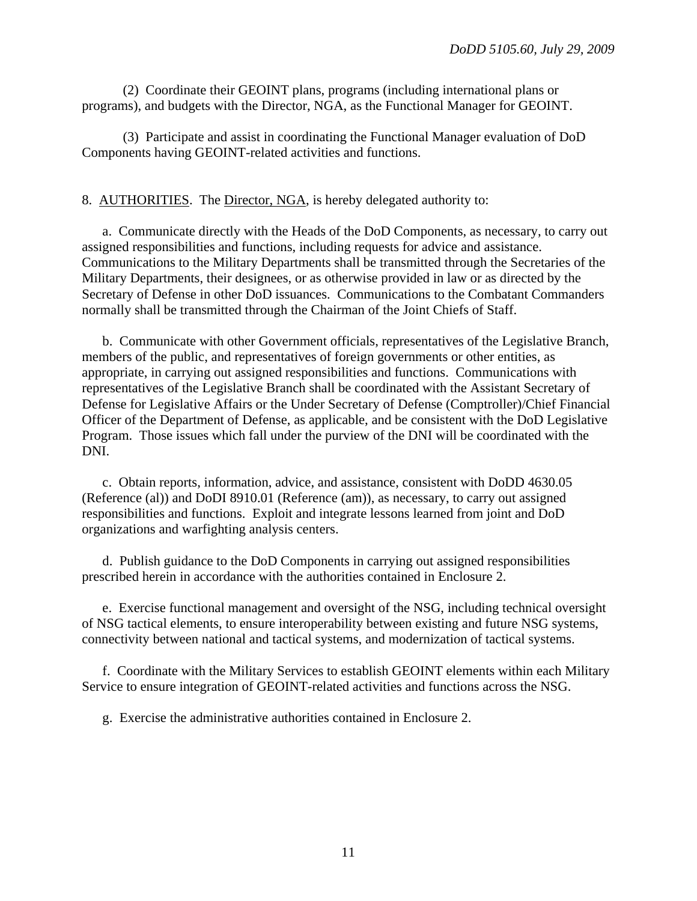(2) Coordinate their GEOINT plans, programs (including international plans or programs), and budgets with the Director, NGA, as the Functional Manager for GEOINT.

(3) Participate and assist in coordinating the Functional Manager evaluation of DoD Components having GEOINT-related activities and functions.

8. AUTHORITIES. The Director, NGA, is hereby delegated authority to:

a. Communicate directly with the Heads of the DoD Components, as necessary, to carry out assigned responsibilities and functions, including requests for advice and assistance. Communications to the Military Departments shall be transmitted through the Secretaries of the Military Departments, their designees, or as otherwise provided in law or as directed by the Secretary of Defense in other DoD issuances. Communications to the Combatant Commanders normally shall be transmitted through the Chairman of the Joint Chiefs of Staff.

b. Communicate with other Government officials, representatives of the Legislative Branch, members of the public, and representatives of foreign governments or other entities, as appropriate, in carrying out assigned responsibilities and functions. Communications with representatives of the Legislative Branch shall be coordinated with the Assistant Secretary of Defense for Legislative Affairs or the Under Secretary of Defense (Comptroller)/Chief Financial Officer of the Department of Defense, as applicable, and be consistent with the DoD Legislative Program. Those issues which fall under the purview of the DNI will be coordinated with the DNI.

c. Obtain reports, information, advice, and assistance, consistent with DoDD 4630.05 (Reference (al)) and DoDI 8910.01 (Reference (am)), as necessary, to carry out assigned responsibilities and functions. Exploit and integrate lessons learned from joint and DoD organizations and warfighting analysis centers.

d. Publish guidance to the DoD Components in carrying out assigned responsibilities prescribed herein in accordance with the authorities contained in Enclosure 2.

e. Exercise functional management and oversight of the NSG, including technical oversight of NSG tactical elements, to ensure interoperability between existing and future NSG systems, connectivity between national and tactical systems, and modernization of tactical systems.

f. Coordinate with the Military Services to establish GEOINT elements within each Military Service to ensure integration of GEOINT-related activities and functions across the NSG.

g. Exercise the administrative authorities contained in Enclosure 2.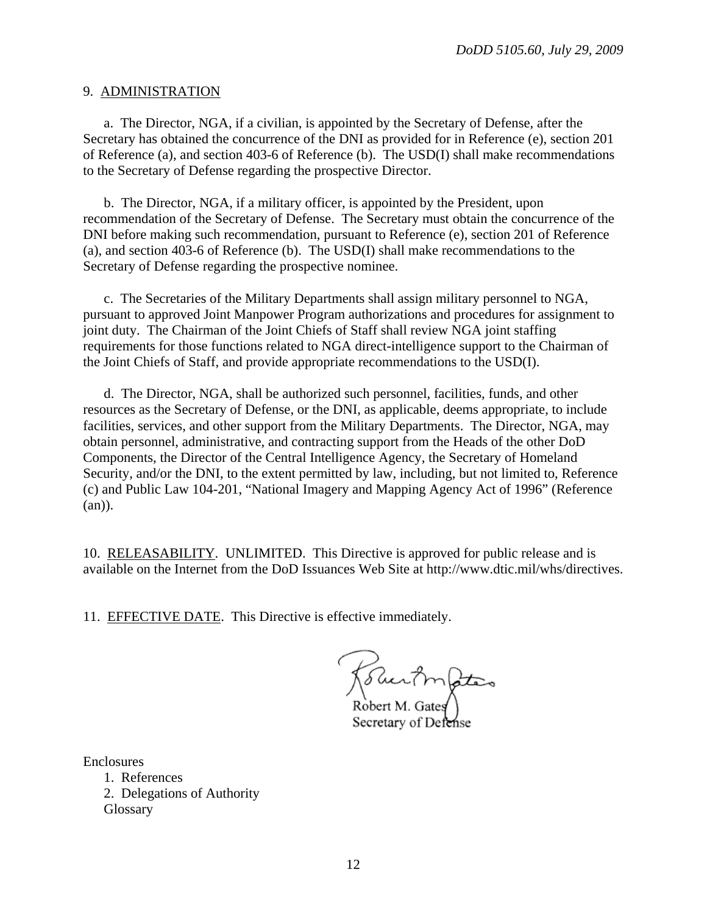9. ADMINISTRATION

a. The Director, NGA, if a civilian, is appointed by the Secretary of Defense, after the Secretary has obtained the concurrence of the DNI as provided for in Reference (e), section 201 of Reference (a), and section 403-6 of Reference (b). The USD(I) shall make recommendations to the Secretary of Defense regarding the prospective Director.

b. The Director, NGA, if a military officer, is appointed by the President, upon recommendation of the Secretary of Defense. The Secretary must obtain the concurrence of the DNI before making such recommendation, pursuant to Reference (e), section 201 of Reference (a), and section 403-6 of Reference (b). The USD(I) shall make recommendations to the Secretary of Defense regarding the prospective nominee.

c. The Secretaries of the Military Departments shall assign military personnel to NGA, pursuant to approved Joint Manpower Program authorizations and procedures for assignment to joint duty. The Chairman of the Joint Chiefs of Staff shall review NGA joint staffing requirements for those functions related to NGA direct-intelligence support to the Chairman of the Joint Chiefs of Staff, and provide appropriate recommendations to the USD(I).

d. The Director, NGA, shall be authorized such personnel, facilities, funds, and other resources as the Secretary of Defense, or the DNI, as applicable, deems appropriate, to include facilities, services, and other support from the Military Departments. The Director, NGA, may obtain personnel, administrative, and contracting support from the Heads of the other DoD Components, the Director of the Central Intelligence Agency, the Secretary of Homeland Security, and/or the DNI, to the extent permitted by law, including, but not limited to, Reference (c) and Public Law 104-201, "National Imagery and Mapping Agency Act of 1996" (Reference (an)).

10. RELEASABILITY. UNLIMITED. This Directive is approved for public release and is available on the Internet from the DoD Issuances Web Site at http://www.dtic.mil/whs/directives.

11. EFFECTIVE DATE. This Directive is effective immediately.

Robert M. Gates
Secretary of Defense

Enclosures
1. References
2. Delegations of Authority
Glossary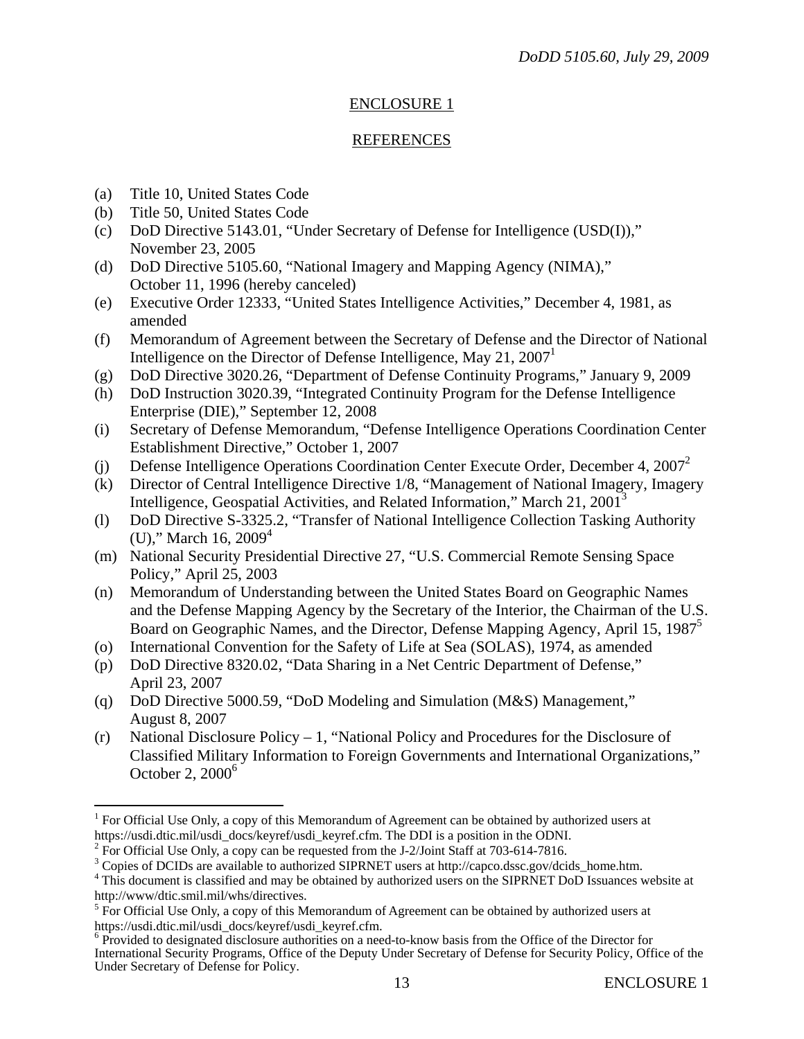## ENCLOSURE 1

## REFERENCES

(a) Title 10, United States Code
(b) Title 50, United States Code
(c) DoD Directive 5143.01, "Under Secretary of Defense for Intelligence (USD(I))," November 23, 2005
(d) DoD Directive 5105.60, "National Imagery and Mapping Agency (NIMA)," October 11, 1996 (hereby canceled)
(e) Executive Order 12333, "United States Intelligence Activities," December 4, 1981, as amended
(f) Memorandum of Agreement between the Secretary of Defense and the Director of National Intelligence on the Director of Defense Intelligence, May 21, 2007[1]
(g) DoD Directive 3020.26, "Department of Defense Continuity Programs," January 9, 2009
(h) DoD Instruction 3020.39, "Integrated Continuity Program for the Defense Intelligence Enterprise (DIE)," September 12, 2008
(i) Secretary of Defense Memorandum, "Defense Intelligence Operations Coordination Center Establishment Directive," October 1, 2007
(j) Defense Intelligence Operations Coordination Center Execute Order, December 4, 2007[2]
(k) Director of Central Intelligence Directive 1/8, "Management of National Imagery, Imagery Intelligence, Geospatial Activities, and Related Information," March 21, 2001[3]
(l) DoD Directive S-3325.2, "Transfer of National Intelligence Collection Tasking Authority (U)," March 16, 2009[4]
(m) National Security Presidential Directive 27, "U.S. Commercial Remote Sensing Space Policy," April 25, 2003
(n) Memorandum of Understanding between the United States Board on Geographic Names and the Defense Mapping Agency by the Secretary of the Interior, the Chairman of the U.S. Board on Geographic Names, and the Director, Defense Mapping Agency, April 15, 1987[5]
(o) International Convention for the Safety of Life at Sea (SOLAS), 1974, as amended
(p) DoD Directive 8320.02, "Data Sharing in a Net Centric Department of Defense," April 23, 2007
(q) DoD Directive 5000.59, "DoD Modeling and Simulation (M&S) Management," August 8, 2007
(r) National Disclosure Policy – 1, "National Policy and Procedures for the Disclosure of Classified Military Information to Foreign Governments and International Organizations," October 2, 2000[6]

---

[1] For Official Use Only, a copy of this Memorandum of Agreement can be obtained by authorized users at https://usdi.dtic.mil/usdi_docs/keyref/usdi_keyref.cfm. The DDI is a position in the ODNI.
[2] For Official Use Only, a copy can be requested from the J-2/Joint Staff at 703-614-7816.
[3] Copies of DCIDs are available to authorized SIPRNET users at http://capco.dssc.gov/dcids_home.htm.
[4] This document is classified and may be obtained by authorized users on the SIPRNET DoD Issuances website at http://www/dtic.smil.mil/whs/directives.
[5] For Official Use Only, a copy of this Memorandum of Agreement can be obtained by authorized users at https://usdi.dtic.mil/usdi_docs/keyref/usdi_keyref.cfm.
[6] Provided to designated disclosure authorities on a need-to-know basis from the Office of the Director for International Security Programs, Office of the Deputy Under Secretary of Defense for Security Policy, Office of the Under Secretary of Defense for Policy.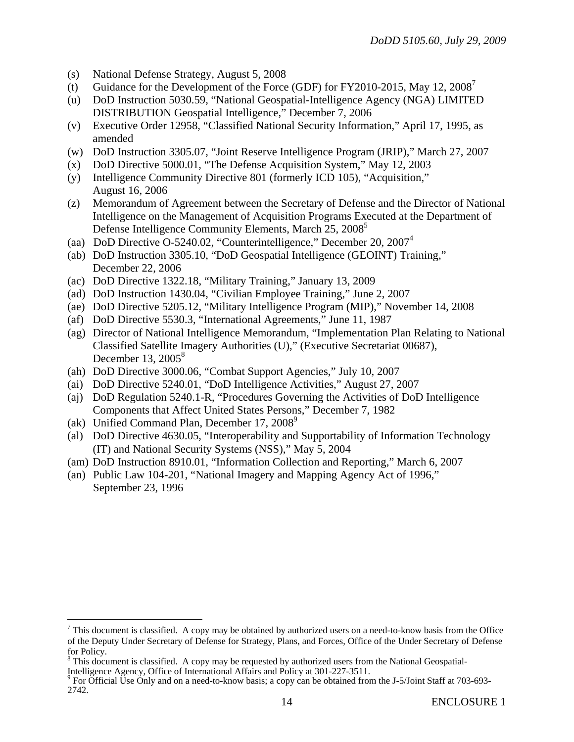(s) National Defense Strategy, August 5, 2008

(t) Guidance for the Development of the Force (GDF) for FY2010-2015, May 12, 2008[7]

(u) DoD Instruction 5030.59, "National Geospatial-Intelligence Agency (NGA) LIMITED DISTRIBUTION Geospatial Intelligence," December 7, 2006

(v) Executive Order 12958, "Classified National Security Information," April 17, 1995, as amended

(w) DoD Instruction 3305.07, "Joint Reserve Intelligence Program (JRIP)," March 27, 2007

(x) DoD Directive 5000.01, "The Defense Acquisition System," May 12, 2003

(y) Intelligence Community Directive 801 (formerly ICD 105), "Acquisition," August 16, 2006

(z) Memorandum of Agreement between the Secretary of Defense and the Director of National Intelligence on the Management of Acquisition Programs Executed at the Department of Defense Intelligence Community Elements, March 25, 2008[5]

(aa) DoD Directive O-5240.02, "Counterintelligence," December 20, 2007[4]

(ab) DoD Instruction 3305.10, "DoD Geospatial Intelligence (GEOINT) Training," December 22, 2006

(ac) DoD Directive 1322.18, "Military Training," January 13, 2009

(ad) DoD Instruction 1430.04, "Civilian Employee Training," June 2, 2007

(ae) DoD Directive 5205.12, "Military Intelligence Program (MIP)," November 14, 2008

(af) DoD Directive 5530.3, "International Agreements," June 11, 1987

(ag) Director of National Intelligence Memorandum, "Implementation Plan Relating to National Classified Satellite Imagery Authorities (U)," (Executive Secretariat 00687), December 13, 2005[8]

(ah) DoD Directive 3000.06, "Combat Support Agencies," July 10, 2007

(ai) DoD Directive 5240.01, "DoD Intelligence Activities," August 27, 2007

(aj) DoD Regulation 5240.1-R, "Procedures Governing the Activities of DoD Intelligence Components that Affect United States Persons," December 7, 1982

(ak) Unified Command Plan, December 17, 2008[9]

(al) DoD Directive 4630.05, "Interoperability and Supportability of Information Technology (IT) and National Security Systems (NSS)," May 5, 2004

(am) DoD Instruction 8910.01, "Information Collection and Reporting," March 6, 2007

(an) Public Law 104-201, "National Imagery and Mapping Agency Act of 1996," September 23, 1996

---

[7] This document is classified. A copy may be obtained by authorized users on a need-to-know basis from the Office of the Deputy Under Secretary of Defense for Strategy, Plans, and Forces, Office of the Under Secretary of Defense for Policy.

[8] This document is classified. A copy may be requested by authorized users from the National Geospatial-Intelligence Agency, Office of International Affairs and Policy at 301-227-3511.

[9] For Official Use Only and on a need-to-know basis; a copy can be obtained from the J-5/Joint Staff at 703-693-2742.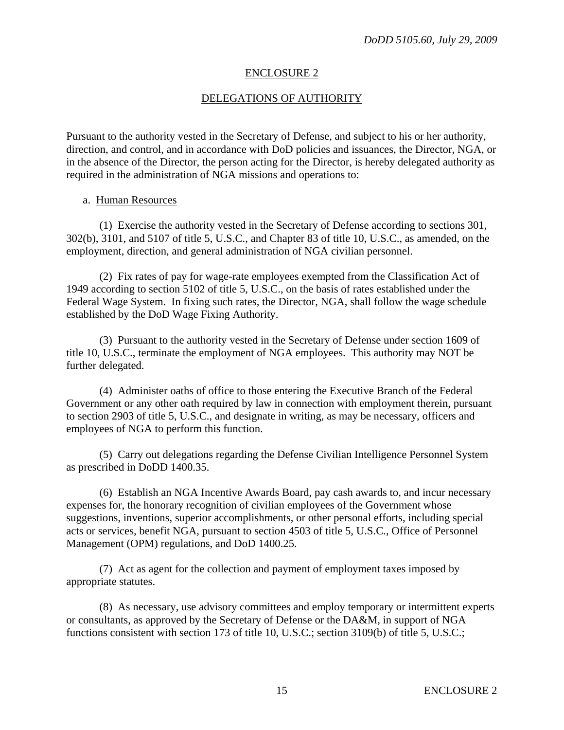## ENCLOSURE 2

## DELEGATIONS OF AUTHORITY

Pursuant to the authority vested in the Secretary of Defense, and subject to his or her authority, direction, and control, and in accordance with DoD policies and issuances, the Director, NGA, or in the absence of the Director, the person acting for the Director, is hereby delegated authority as required in the administration of NGA missions and operations to:

a. Human Resources

(1) Exercise the authority vested in the Secretary of Defense according to sections 301, 302(b), 3101, and 5107 of title 5, U.S.C., and Chapter 83 of title 10, U.S.C., as amended, on the employment, direction, and general administration of NGA civilian personnel.

(2) Fix rates of pay for wage-rate employees exempted from the Classification Act of 1949 according to section 5102 of title 5, U.S.C., on the basis of rates established under the Federal Wage System. In fixing such rates, the Director, NGA, shall follow the wage schedule established by the DoD Wage Fixing Authority.

(3) Pursuant to the authority vested in the Secretary of Defense under section 1609 of title 10, U.S.C., terminate the employment of NGA employees. This authority may NOT be further delegated.

(4) Administer oaths of office to those entering the Executive Branch of the Federal Government or any other oath required by law in connection with employment therein, pursuant to section 2903 of title 5, U.S.C., and designate in writing, as may be necessary, officers and employees of NGA to perform this function.

(5) Carry out delegations regarding the Defense Civilian Intelligence Personnel System as prescribed in DoDD 1400.35.

(6) Establish an NGA Incentive Awards Board, pay cash awards to, and incur necessary expenses for, the honorary recognition of civilian employees of the Government whose suggestions, inventions, superior accomplishments, or other personal efforts, including special acts or services, benefit NGA, pursuant to section 4503 of title 5, U.S.C., Office of Personnel Management (OPM) regulations, and DoD 1400.25.

(7) Act as agent for the collection and payment of employment taxes imposed by appropriate statutes.

(8) As necessary, use advisory committees and employ temporary or intermittent experts or consultants, as approved by the Secretary of Defense or the DA&M, in support of NGA functions consistent with section 173 of title 10, U.S.C.; section 3109(b) of title 5, U.S.C.;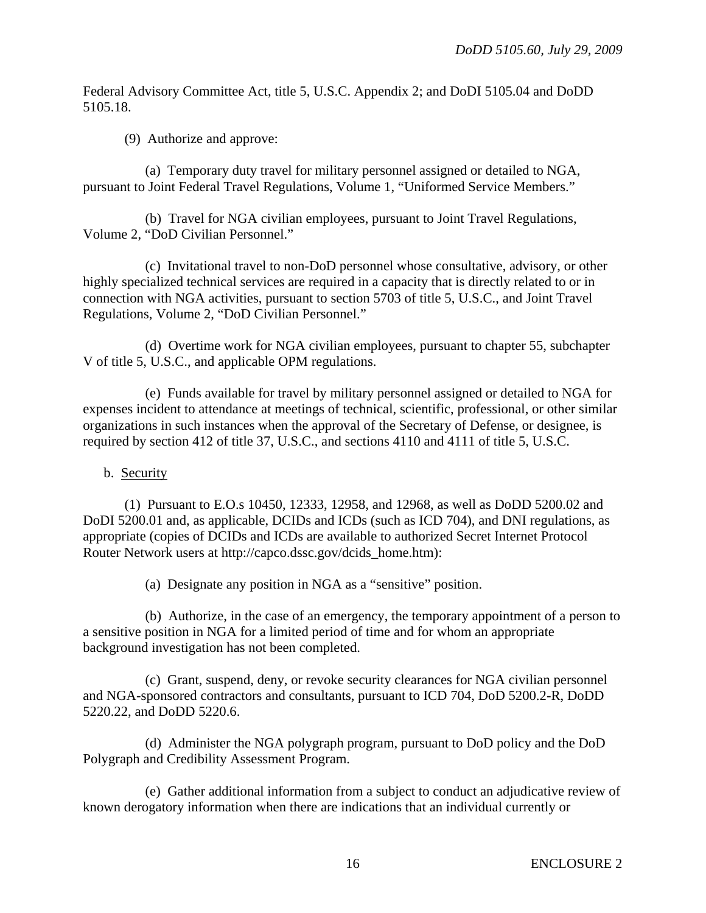Federal Advisory Committee Act, title 5, U.S.C. Appendix 2; and DoDI 5105.04 and DoDD 5105.18.

(9) Authorize and approve:

(a) Temporary duty travel for military personnel assigned or detailed to NGA, pursuant to Joint Federal Travel Regulations, Volume 1, "Uniformed Service Members."

(b) Travel for NGA civilian employees, pursuant to Joint Travel Regulations, Volume 2, "DoD Civilian Personnel."

(c) Invitational travel to non-DoD personnel whose consultative, advisory, or other highly specialized technical services are required in a capacity that is directly related to or in connection with NGA activities, pursuant to section 5703 of title 5, U.S.C., and Joint Travel Regulations, Volume 2, "DoD Civilian Personnel."

(d) Overtime work for NGA civilian employees, pursuant to chapter 55, subchapter V of title 5, U.S.C., and applicable OPM regulations.

(e) Funds available for travel by military personnel assigned or detailed to NGA for expenses incident to attendance at meetings of technical, scientific, professional, or other similar organizations in such instances when the approval of the Secretary of Defense, or designee, is required by section 412 of title 37, U.S.C., and sections 4110 and 4111 of title 5, U.S.C.

b. Security

(1) Pursuant to E.O.s 10450, 12333, 12958, and 12968, as well as DoDD 5200.02 and DoDI 5200.01 and, as applicable, DCIDs and ICDs (such as ICD 704), and DNI regulations, as appropriate (copies of DCIDs and ICDs are available to authorized Secret Internet Protocol Router Network users at http://capco.dssc.gov/dcids_home.htm):

(a) Designate any position in NGA as a "sensitive" position.

(b) Authorize, in the case of an emergency, the temporary appointment of a person to a sensitive position in NGA for a limited period of time and for whom an appropriate background investigation has not been completed.

(c) Grant, suspend, deny, or revoke security clearances for NGA civilian personnel and NGA-sponsored contractors and consultants, pursuant to ICD 704, DoD 5200.2-R, DoDD 5220.22, and DoDD 5220.6.

(d) Administer the NGA polygraph program, pursuant to DoD policy and the DoD Polygraph and Credibility Assessment Program.

(e) Gather additional information from a subject to conduct an adjudicative review of known derogatory information when there are indications that an individual currently or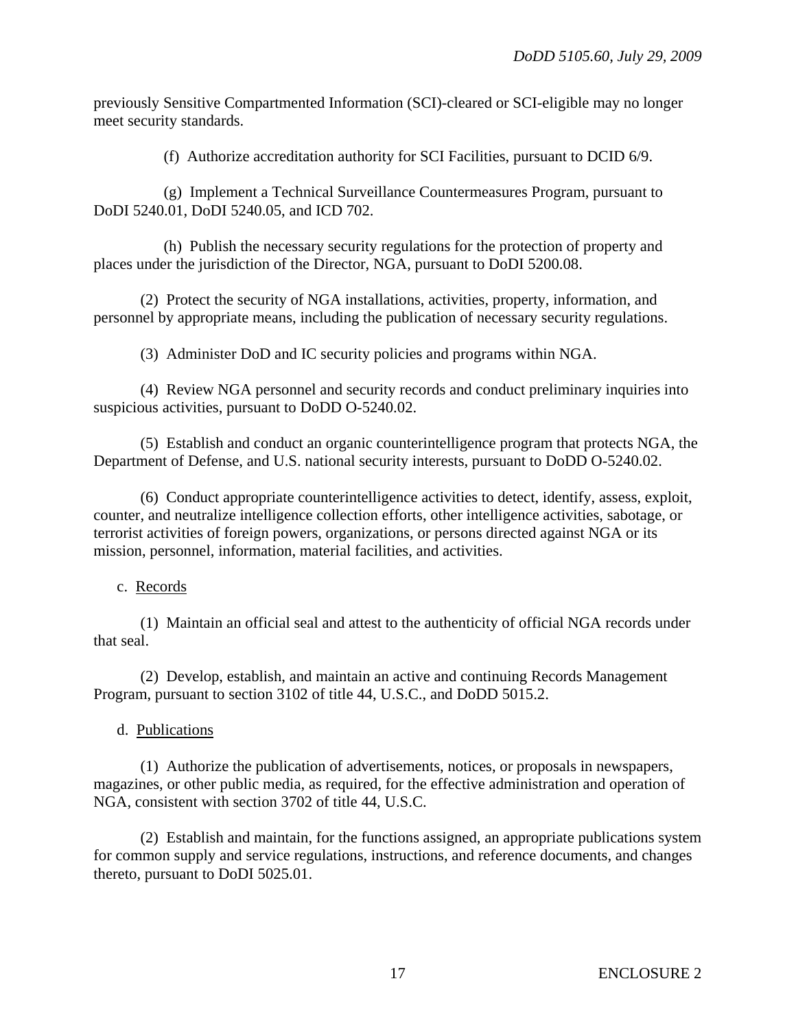previously Sensitive Compartmented Information (SCI)-cleared or SCI-eligible may no longer meet security standards.

(f) Authorize accreditation authority for SCI Facilities, pursuant to DCID 6/9.

(g) Implement a Technical Surveillance Countermeasures Program, pursuant to DoDI 5240.01, DoDI 5240.05, and ICD 702.

(h) Publish the necessary security regulations for the protection of property and places under the jurisdiction of the Director, NGA, pursuant to DoDI 5200.08.

(2) Protect the security of NGA installations, activities, property, information, and personnel by appropriate means, including the publication of necessary security regulations.

(3) Administer DoD and IC security policies and programs within NGA.

(4) Review NGA personnel and security records and conduct preliminary inquiries into suspicious activities, pursuant to DoDD O-5240.02.

(5) Establish and conduct an organic counterintelligence program that protects NGA, the Department of Defense, and U.S. national security interests, pursuant to DoDD O-5240.02.

(6) Conduct appropriate counterintelligence activities to detect, identify, assess, exploit, counter, and neutralize intelligence collection efforts, other intelligence activities, sabotage, or terrorist activities of foreign powers, organizations, or persons directed against NGA or its mission, personnel, information, material facilities, and activities.

c. Records

(1) Maintain an official seal and attest to the authenticity of official NGA records under that seal.

(2) Develop, establish, and maintain an active and continuing Records Management Program, pursuant to section 3102 of title 44, U.S.C., and DoDD 5015.2.

d. Publications

(1) Authorize the publication of advertisements, notices, or proposals in newspapers, magazines, or other public media, as required, for the effective administration and operation of NGA, consistent with section 3702 of title 44, U.S.C.

(2) Establish and maintain, for the functions assigned, an appropriate publications system for common supply and service regulations, instructions, and reference documents, and changes thereto, pursuant to DoDI 5025.01.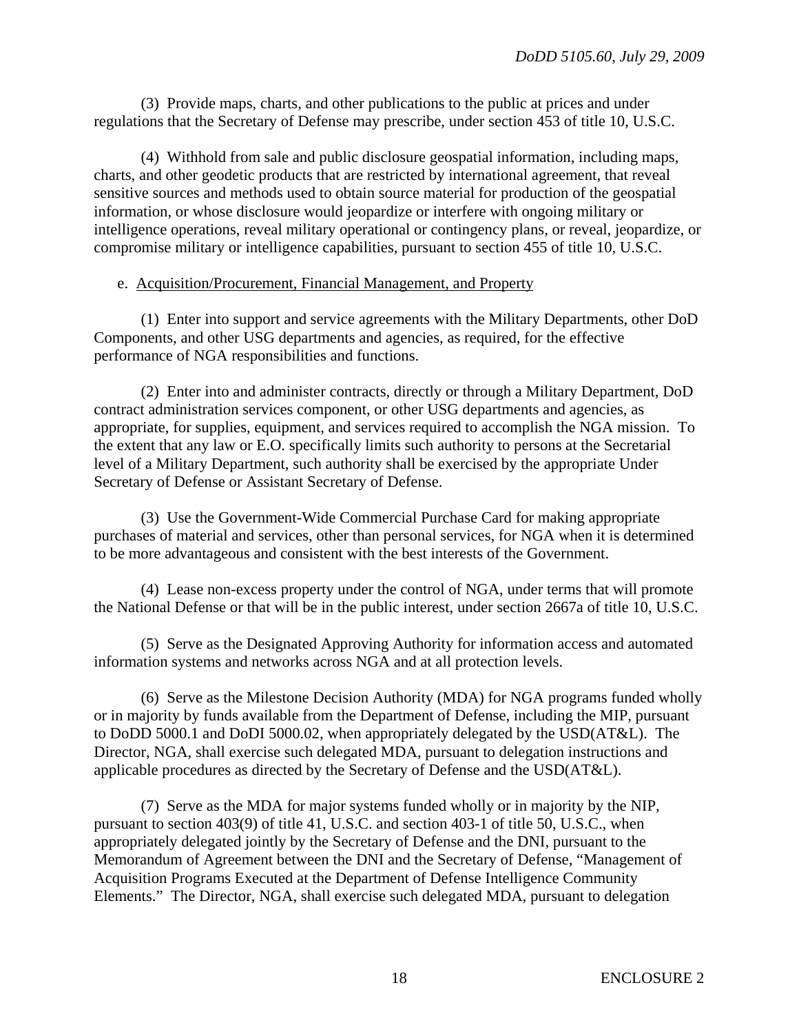(3) Provide maps, charts, and other publications to the public at prices and under regulations that the Secretary of Defense may prescribe, under section 453 of title 10, U.S.C.

(4) Withhold from sale and public disclosure geospatial information, including maps, charts, and other geodetic products that are restricted by international agreement, that reveal sensitive sources and methods used to obtain source material for production of the geospatial information, or whose disclosure would jeopardize or interfere with ongoing military or intelligence operations, reveal military operational or contingency plans, or reveal, jeopardize, or compromise military or intelligence capabilities, pursuant to section 455 of title 10, U.S.C.

e. Acquisition/Procurement, Financial Management, and Property

(1) Enter into support and service agreements with the Military Departments, other DoD Components, and other USG departments and agencies, as required, for the effective performance of NGA responsibilities and functions.

(2) Enter into and administer contracts, directly or through a Military Department, DoD contract administration services component, or other USG departments and agencies, as appropriate, for supplies, equipment, and services required to accomplish the NGA mission. To the extent that any law or E.O. specifically limits such authority to persons at the Secretarial level of a Military Department, such authority shall be exercised by the appropriate Under Secretary of Defense or Assistant Secretary of Defense.

(3) Use the Government-Wide Commercial Purchase Card for making appropriate purchases of material and services, other than personal services, for NGA when it is determined to be more advantageous and consistent with the best interests of the Government.

(4) Lease non-excess property under the control of NGA, under terms that will promote the National Defense or that will be in the public interest, under section 2667a of title 10, U.S.C.

(5) Serve as the Designated Approving Authority for information access and automated information systems and networks across NGA and at all protection levels.

(6) Serve as the Milestone Decision Authority (MDA) for NGA programs funded wholly or in majority by funds available from the Department of Defense, including the MIP, pursuant to DoDD 5000.1 and DoDI 5000.02, when appropriately delegated by the USD(AT&L). The Director, NGA, shall exercise such delegated MDA, pursuant to delegation instructions and applicable procedures as directed by the Secretary of Defense and the USD(AT&L).

(7) Serve as the MDA for major systems funded wholly or in majority by the NIP, pursuant to section 403(9) of title 41, U.S.C. and section 403-1 of title 50, U.S.C., when appropriately delegated jointly by the Secretary of Defense and the DNI, pursuant to the Memorandum of Agreement between the DNI and the Secretary of Defense, "Management of Acquisition Programs Executed at the Department of Defense Intelligence Community Elements." The Director, NGA, shall exercise such delegated MDA, pursuant to delegation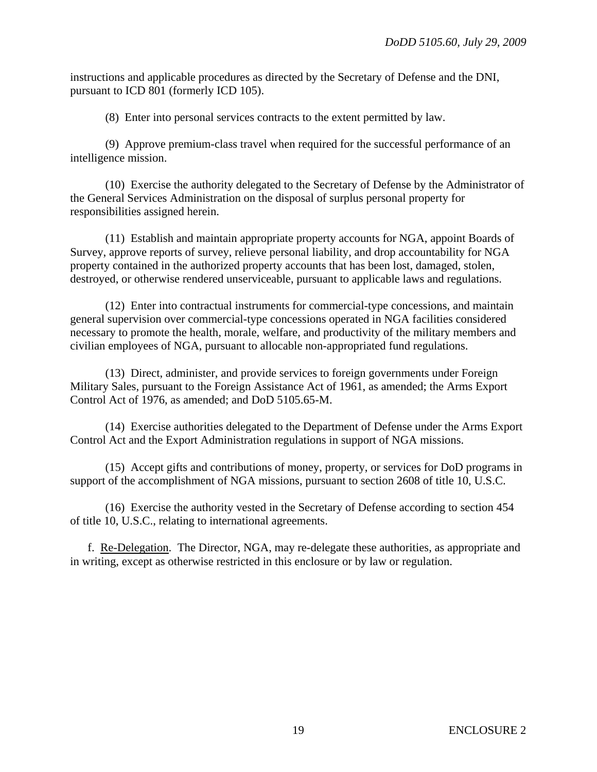instructions and applicable procedures as directed by the Secretary of Defense and the DNI, pursuant to ICD 801 (formerly ICD 105).

(8) Enter into personal services contracts to the extent permitted by law.

(9) Approve premium-class travel when required for the successful performance of an intelligence mission.

(10) Exercise the authority delegated to the Secretary of Defense by the Administrator of the General Services Administration on the disposal of surplus personal property for responsibilities assigned herein.

(11) Establish and maintain appropriate property accounts for NGA, appoint Boards of Survey, approve reports of survey, relieve personal liability, and drop accountability for NGA property contained in the authorized property accounts that has been lost, damaged, stolen, destroyed, or otherwise rendered unserviceable, pursuant to applicable laws and regulations.

(12) Enter into contractual instruments for commercial-type concessions, and maintain general supervision over commercial-type concessions operated in NGA facilities considered necessary to promote the health, morale, welfare, and productivity of the military members and civilian employees of NGA, pursuant to allocable non-appropriated fund regulations.

(13) Direct, administer, and provide services to foreign governments under Foreign Military Sales, pursuant to the Foreign Assistance Act of 1961, as amended; the Arms Export Control Act of 1976, as amended; and DoD 5105.65-M.

(14) Exercise authorities delegated to the Department of Defense under the Arms Export Control Act and the Export Administration regulations in support of NGA missions.

(15) Accept gifts and contributions of money, property, or services for DoD programs in support of the accomplishment of NGA missions, pursuant to section 2608 of title 10, U.S.C.

(16) Exercise the authority vested in the Secretary of Defense according to section 454 of title 10, U.S.C., relating to international agreements.

f. Re-Delegation. The Director, NGA, may re-delegate these authorities, as appropriate and in writing, except as otherwise restricted in this enclosure or by law or regulation.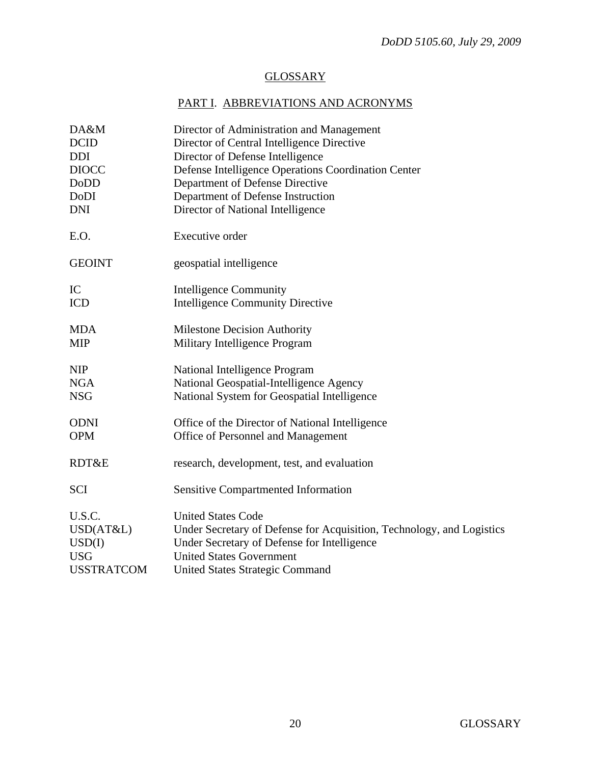# GLOSSARY

## PART I. ABBREVIATIONS AND ACRONYMS

| | |
|---|---|
| DA&M | Director of Administration and Management |
| DCID | Director of Central Intelligence Directive |
| DDI | Director of Defense Intelligence |
| DIOCC | Defense Intelligence Operations Coordination Center |
| DoDD | Department of Defense Directive |
| DoDI | Department of Defense Instruction |
| DNI | Director of National Intelligence |
| E.O. | Executive order |
| GEOINT | geospatial intelligence |
| IC | Intelligence Community |
| ICD | Intelligence Community Directive |
| MDA | Milestone Decision Authority |
| MIP | Military Intelligence Program |
| NIP | National Intelligence Program |
| NGA | National Geospatial-Intelligence Agency |
| NSG | National System for Geospatial Intelligence |
| ODNI | Office of the Director of National Intelligence |
| OPM | Office of Personnel and Management |
| RDT&E | research, development, test, and evaluation |
| SCI | Sensitive Compartmented Information |
| U.S.C. | United States Code |
| USD(AT&L) | Under Secretary of Defense for Acquisition, Technology, and Logistics |
| USD(I) | Under Secretary of Defense for Intelligence |
| USG | United States Government |
| USSTRATCOM | United States Strategic Command |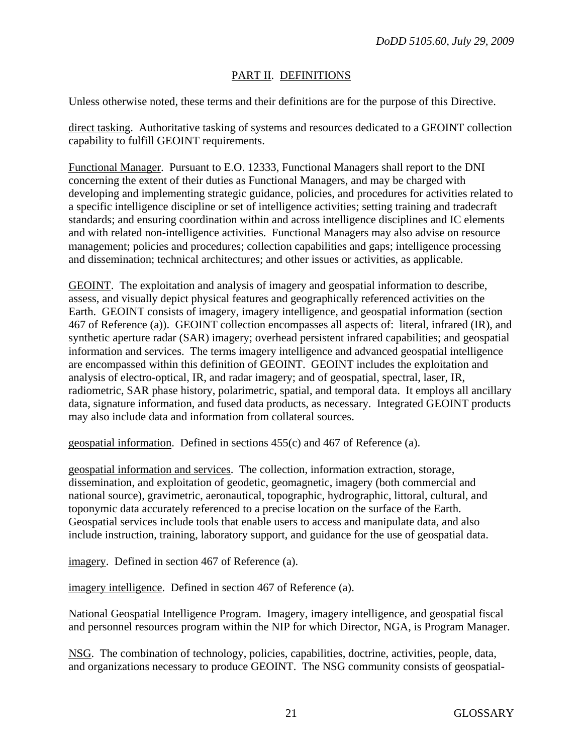## PART II. DEFINITIONS

Unless otherwise noted, these terms and their definitions are for the purpose of this Directive.

direct tasking. Authoritative tasking of systems and resources dedicated to a GEOINT collection capability to fulfill GEOINT requirements.

Functional Manager. Pursuant to E.O. 12333, Functional Managers shall report to the DNI concerning the extent of their duties as Functional Managers, and may be charged with developing and implementing strategic guidance, policies, and procedures for activities related to a specific intelligence discipline or set of intelligence activities; setting training and tradecraft standards; and ensuring coordination within and across intelligence disciplines and IC elements and with related non-intelligence activities. Functional Managers may also advise on resource management; policies and procedures; collection capabilities and gaps; intelligence processing and dissemination; technical architectures; and other issues or activities, as applicable.

GEOINT. The exploitation and analysis of imagery and geospatial information to describe, assess, and visually depict physical features and geographically referenced activities on the Earth. GEOINT consists of imagery, imagery intelligence, and geospatial information (section 467 of Reference (a)). GEOINT collection encompasses all aspects of: literal, infrared (IR), and synthetic aperture radar (SAR) imagery; overhead persistent infrared capabilities; and geospatial information and services. The terms imagery intelligence and advanced geospatial intelligence are encompassed within this definition of GEOINT. GEOINT includes the exploitation and analysis of electro-optical, IR, and radar imagery; and of geospatial, spectral, laser, IR, radiometric, SAR phase history, polarimetric, spatial, and temporal data. It employs all ancillary data, signature information, and fused data products, as necessary. Integrated GEOINT products may also include data and information from collateral sources.

geospatial information. Defined in sections 455(c) and 467 of Reference (a).

geospatial information and services. The collection, information extraction, storage, dissemination, and exploitation of geodetic, geomagnetic, imagery (both commercial and national source), gravimetric, aeronautical, topographic, hydrographic, littoral, cultural, and toponymic data accurately referenced to a precise location on the surface of the Earth. Geospatial services include tools that enable users to access and manipulate data, and also include instruction, training, laboratory support, and guidance for the use of geospatial data.

imagery. Defined in section 467 of Reference (a).

imagery intelligence. Defined in section 467 of Reference (a).

National Geospatial Intelligence Program. Imagery, imagery intelligence, and geospatial fiscal and personnel resources program within the NIP for which Director, NGA, is Program Manager.

NSG. The combination of technology, policies, capabilities, doctrine, activities, people, data, and organizations necessary to produce GEOINT. The NSG community consists of geospatial-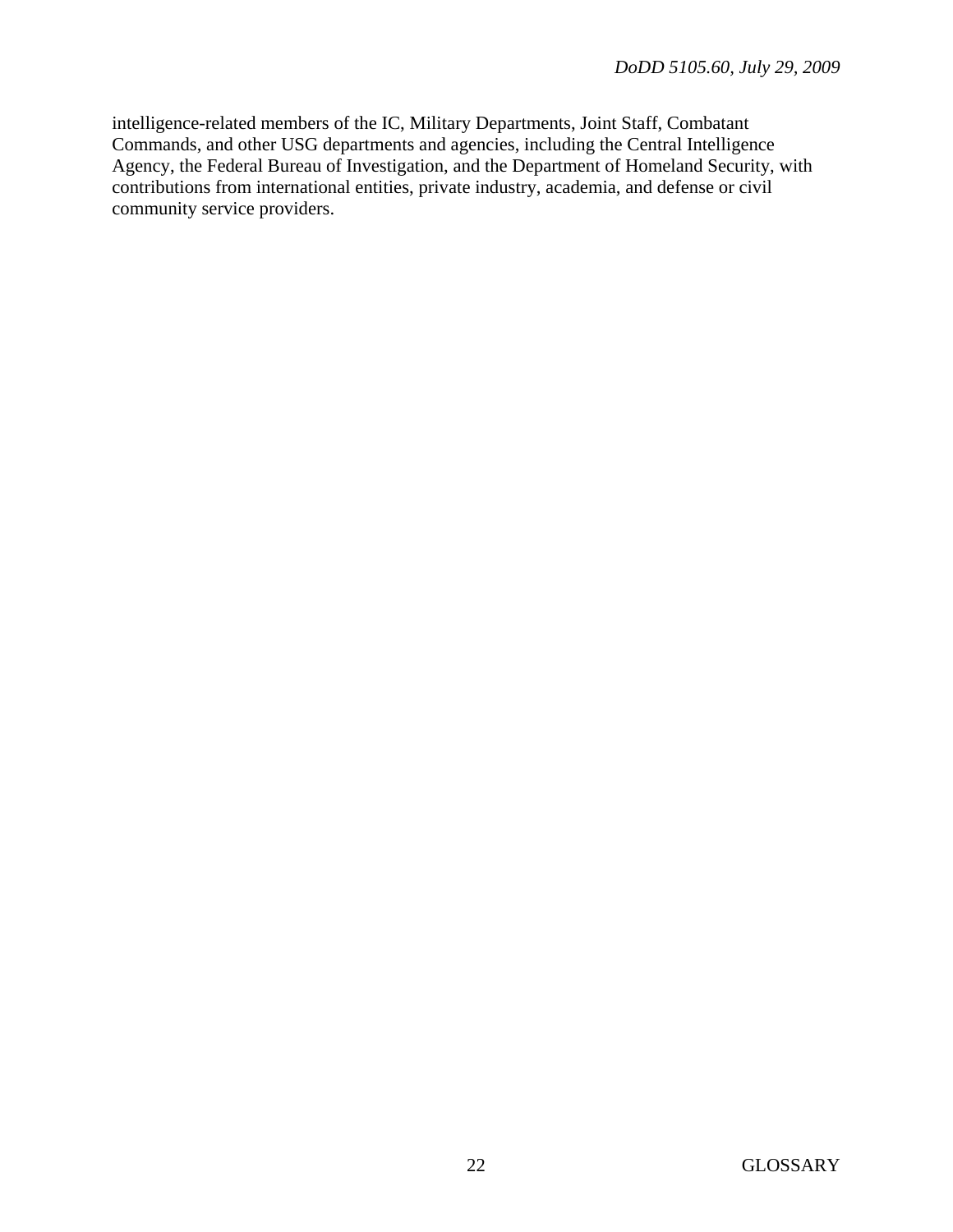intelligence-related members of the IC, Military Departments, Joint Staff, Combatant Commands, and other USG departments and agencies, including the Central Intelligence Agency, the Federal Bureau of Investigation, and the Department of Homeland Security, with contributions from international entities, private industry, academia, and defense or civil community service providers.